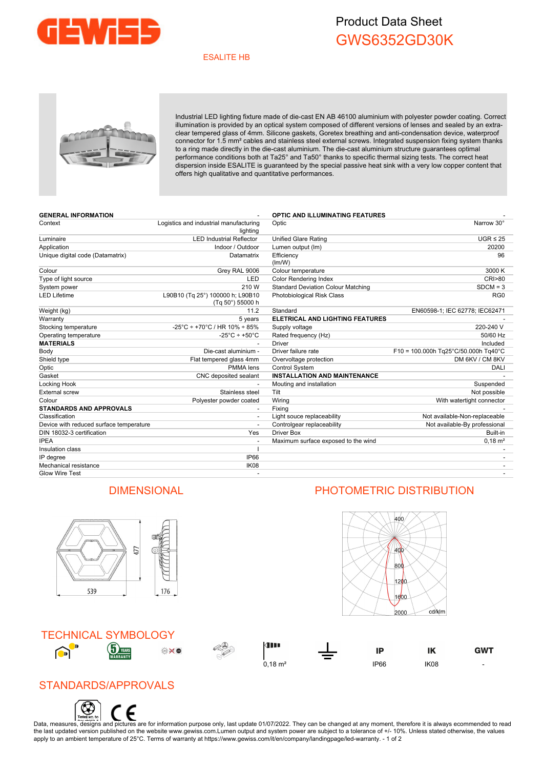# Product Data Sheet
# GWS6352GD30K

ESALITE HB

Industrial LED lighting fixture made of die-cast EN AB 46100 aluminium with polyester powder coating. Correct illumination is provided by an optical system composed of different versions of lenses and sealed by an extra-clear tempered glass of 4mm. Silicone gaskets, Goretex breathing and anti-condensation device, waterproof connector for 1.5 mm² cables and stainless steel external screws. Integrated suspension fixing system thanks to a ring made directly in the die-cast aluminium. The die-cast aluminium structure guarantees optimal performance conditions both at Ta25° and Ta50° thanks to specific thermal sizing tests. The correct heat dispersion inside ESALITE is guaranteed by the special passive heat sink with a very low copper content that offers high qualitative and quantitative performances.

| **GENERAL INFORMATION** | - |
|---|---|
| Context | Logistics and industrial manufacturing lighting |
| Luminaire | LED Industrial Reflector |
| Application | Indoor / Outdoor |
| Unique digital code (Datamatrix) | Datamatrix |
| Colour | Grey RAL 9006 |
| Type of light source | LED |
| System power | 210 W |
| LED Lifetime | L90B10 (Tq 25°) 100000 h; L90B10 (Tq 50°) 55000 h |
| Weight (kg) | 11.2 |
| Warranty | 5 years |
| Stocking temperature | -25°C ÷ +70°C / HR 10% ÷ 85% |
| Operating temperature | -25°C ÷ +50°C |
| **MATERIALS** | - |
| Body | Die-cast aluminium - |
| Shield type | Flat tempered glass 4mm |
| Optic | PMMA lens |
| Gasket | CNC deposited sealant |
| Locking Hook | - |
| External screw | Stainless steel |
| Colour | Polyester powder coated |
| **STANDARDS AND APPROVALS** | - |
| Classification | - |
| Device with reduced surface temperature | - |
| DIN 18032-3 certification | Yes |
| IPEA | - |
| Insulation class | I |
| IP degree | IP66 |
| Mechanical resistance | IK08 |
| Glow Wire Test | - |

| **OPTIC AND ILLUMINATING FEATURES** | - |
|---|---|
| Optic | Narrow 30° |
| Unified Glare Rating | UGR ≤ 25 |
| Lumen output (lm) | 20200 |
| Efficiency (lm/W) | 96 |
| Colour temperature | 3000 K |
| Color Rendering Index | CRI>80 |
| Standard Deviation Colour Matching | SDCM = 3 |
| Photobiological Risk Class | RG0 |
| Standard | EN60598-1; IEC 62778; IEC62471 |
| **ELETRICAL AND LIGHTING FEATURES** | - |
| Supply voltage | 220-240 V |
| Rated frequency (Hz) | 50/60 Hz |
| Driver | Included |
| Driver failure rate | F10 = 100.000h Tq25°C/50.000h Tq40°C |
| Overvoltage protection | DM 6KV / CM 8KV |
| Control System | DALI |
| **INSTALLATION AND MAINTENANCE** | - |
| Mouting and installation | Suspended |
| Tilt | Not possible |
| Wiring | With watertight connector |
| Fixing | - |
| Light souce replaceability | Not available-Non-replaceable |
| Controlgear replaceability | Not available-By professional |
| Driver Box | Built-in |
| Maximum surface exposed to the wind | 0,18 m² |
| | - |
| | - |
| | - |
| | - |

## DIMENSIONAL

477

539

176

## PHOTOMETRIC DISTRIBUTION

400, 400, 800, 1200, 1600, 2000 cd/klm

## TECHNICAL SYMBOLOGY

0,18 m²

IP — IP66

IK — IK08

GWT — -

## STANDARDS/APPROVALS

Data, measures, designs and pictures are for information purpose only, last update 01/07/2022. They can be changed at any moment, therefore it is always ecommended to read the last updated version published on the website www.gewiss.com.Lumen output and system power are subject to a tolerance of +/- 10%. Unless stated otherwise, the values apply to an ambient temperature of 25°C. Terms of warranty at https://www.gewiss.com/it/en/company/landingpage/led-warranty.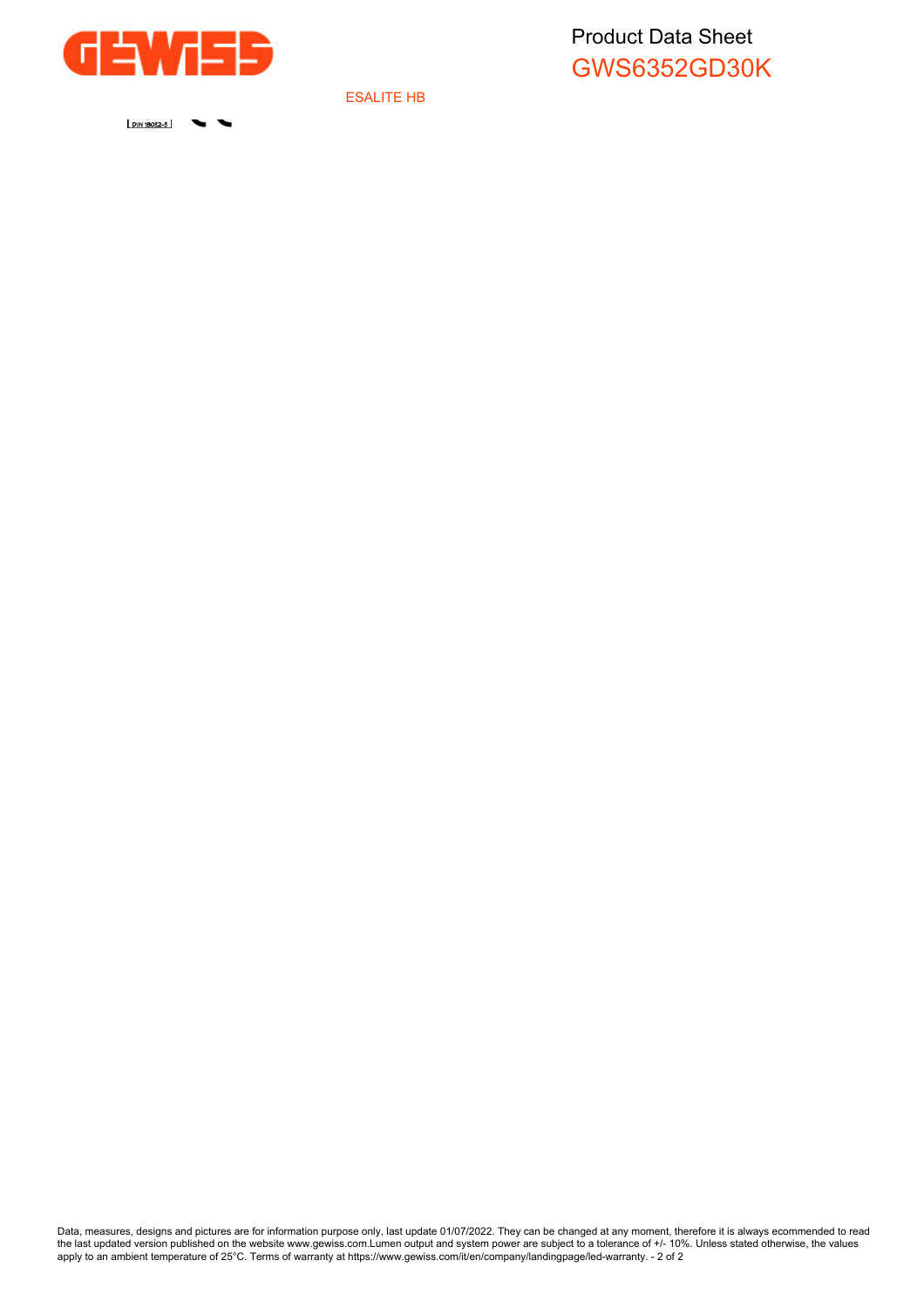DIN 18032-5